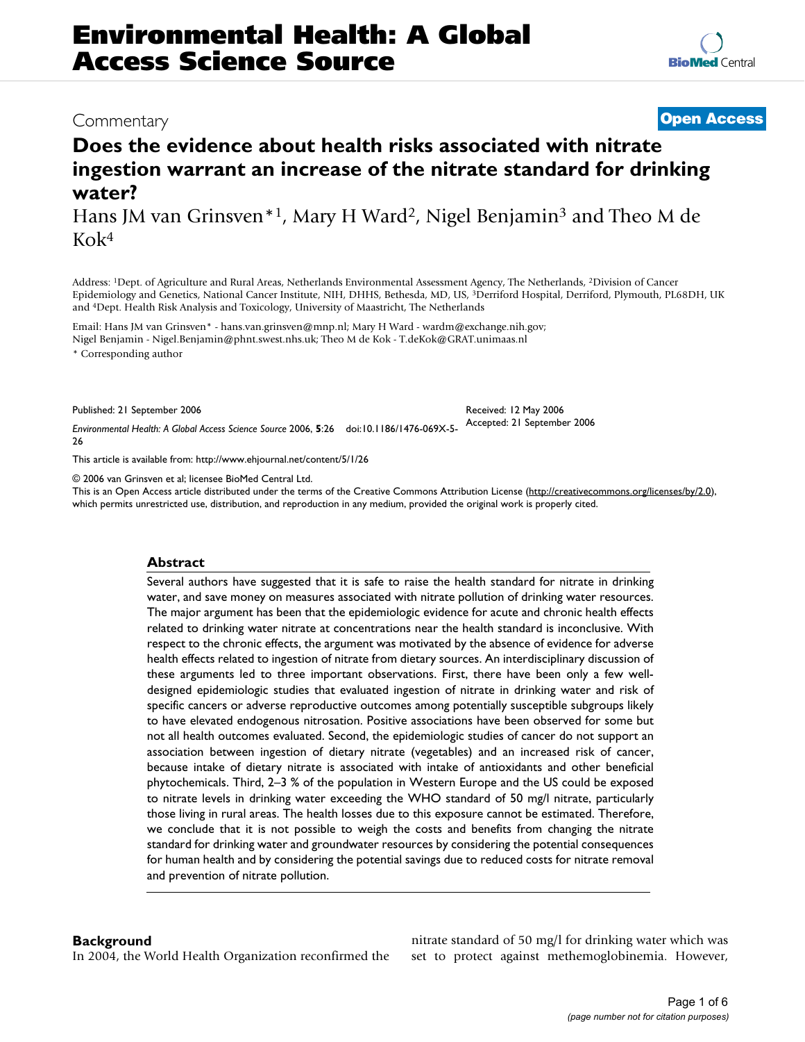# Environmental Health: A Global Access Science Source

Commentary

**Open Access**

## Does the evidence about health risks associated with nitrate ingestion warrant an increase of the nitrate standard for drinking water?

Hans JM van Grinsven*[1], Mary H Ward[2], Nigel Benjamin[3] and Theo M de Kok[4]

Address: [1]Dept. of Agriculture and Rural Areas, Netherlands Environmental Assessment Agency, The Netherlands, [2]Division of Cancer Epidemiology and Genetics, National Cancer Institute, NIH, DHHS, Bethesda, MD, US, [3]Derriford Hospital, Derriford, Plymouth, PL68DH, UK and [4]Dept. Health Risk Analysis and Toxicology, University of Maastricht, The Netherlands

Email: Hans JM van Grinsven* - hans.van.grinsven@mnp.nl; Mary H Ward - wardm@exchange.nih.gov; Nigel Benjamin - Nigel.Benjamin@phnt.swest.nhs.uk; Theo M de Kok - T.deKok@GRAT.unimaas.nl

* Corresponding author

Published: 21 September 2006

*Environmental Health: A Global Access Science Source* 2006, **5**:26 doi:10.1186/1476-069X-5-26

Received: 12 May 2006

Accepted: 21 September 2006

This article is available from: http://www.ehjournal.net/content/5/1/26

© 2006 van Grinsven et al; licensee BioMed Central Ltd.

This is an Open Access article distributed under the terms of the Creative Commons Attribution License (http://creativecommons.org/licenses/by/2.0), which permits unrestricted use, distribution, and reproduction in any medium, provided the original work is properly cited.

### Abstract

Several authors have suggested that it is safe to raise the health standard for nitrate in drinking water, and save money on measures associated with nitrate pollution of drinking water resources. The major argument has been that the epidemiologic evidence for acute and chronic health effects related to drinking water nitrate at concentrations near the health standard is inconclusive. With respect to the chronic effects, the argument was motivated by the absence of evidence for adverse health effects related to ingestion of nitrate from dietary sources. An interdisciplinary discussion of these arguments led to three important observations. First, there have been only a few well-designed epidemiologic studies that evaluated ingestion of nitrate in drinking water and risk of specific cancers or adverse reproductive outcomes among potentially susceptible subgroups likely to have elevated endogenous nitrosation. Positive associations have been observed for some but not all health outcomes evaluated. Second, the epidemiologic studies of cancer do not support an association between ingestion of dietary nitrate (vegetables) and an increased risk of cancer, because intake of dietary nitrate is associated with intake of antioxidants and other beneficial phytochemicals. Third, 2–3 % of the population in Western Europe and the US could be exposed to nitrate levels in drinking water exceeding the WHO standard of 50 mg/l nitrate, particularly those living in rural areas. The health losses due to this exposure cannot be estimated. Therefore, we conclude that it is not possible to weigh the costs and benefits from changing the nitrate standard for drinking water and groundwater resources by considering the potential consequences for human health and by considering the potential savings due to reduced costs for nitrate removal and prevention of nitrate pollution.

### Background

In 2004, the World Health Organization reconfirmed the nitrate standard of 50 mg/l for drinking water which was set to protect against methemoglobinemia. However,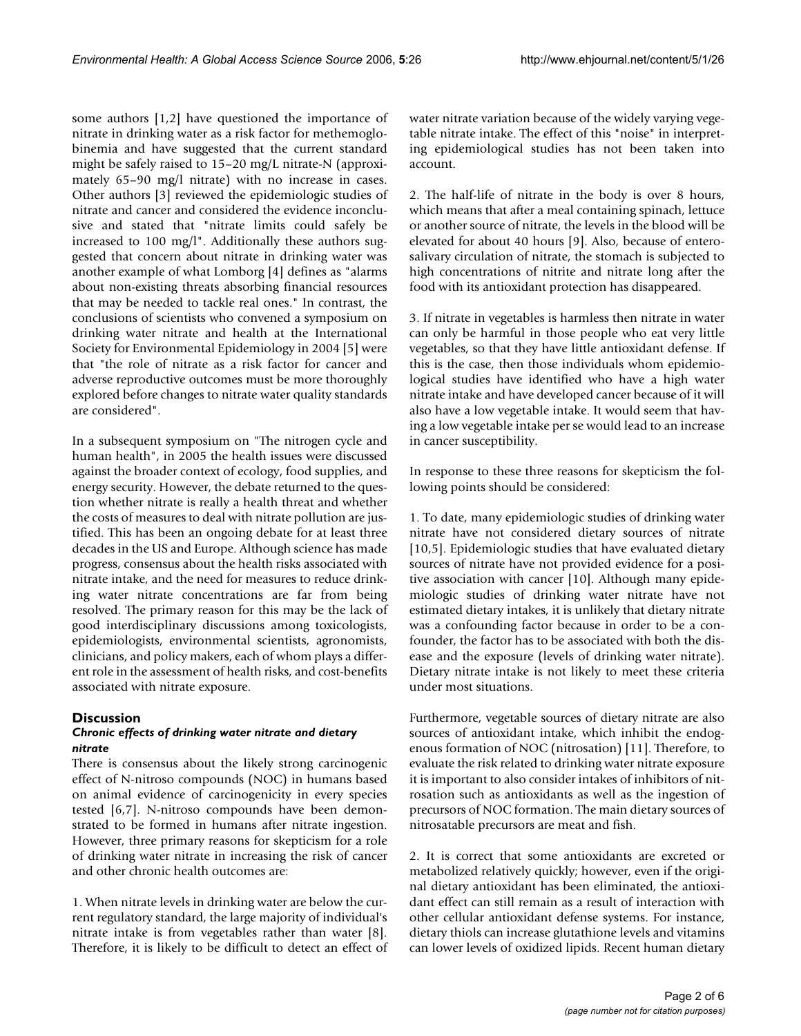some authors [1,2] have questioned the importance of nitrate in drinking water as a risk factor for methemoglobinemia and have suggested that the current standard might be safely raised to 15–20 mg/L nitrate-N (approximately 65–90 mg/l nitrate) with no increase in cases. Other authors [3] reviewed the epidemiologic studies of nitrate and cancer and considered the evidence inconclusive and stated that "nitrate limits could safely be increased to 100 mg/l". Additionally these authors suggested that concern about nitrate in drinking water was another example of what Lomborg [4] defines as "alarms about non-existing threats absorbing financial resources that may be needed to tackle real ones." In contrast, the conclusions of scientists who convened a symposium on drinking water nitrate and health at the International Society for Environmental Epidemiology in 2004 [5] were that "the role of nitrate as a risk factor for cancer and adverse reproductive outcomes must be more thoroughly explored before changes to nitrate water quality standards are considered".

In a subsequent symposium on "The nitrogen cycle and human health", in 2005 the health issues were discussed against the broader context of ecology, food supplies, and energy security. However, the debate returned to the question whether nitrate is really a health threat and whether the costs of measures to deal with nitrate pollution are justified. This has been an ongoing debate for at least three decades in the US and Europe. Although science has made progress, consensus about the health risks associated with nitrate intake, and the need for measures to reduce drinking water nitrate concentrations are far from being resolved. The primary reason for this may be the lack of good interdisciplinary discussions among toxicologists, epidemiologists, environmental scientists, agronomists, clinicians, and policy makers, each of whom plays a different role in the assessment of health risks, and cost-benefits associated with nitrate exposure.

## Discussion

### *Chronic effects of drinking water nitrate and dietary nitrate*

There is consensus about the likely strong carcinogenic effect of N-nitroso compounds (NOC) in humans based on animal evidence of carcinogenicity in every species tested [6,7]. N-nitroso compounds have been demonstrated to be formed in humans after nitrate ingestion. However, three primary reasons for skepticism for a role of drinking water nitrate in increasing the risk of cancer and other chronic health outcomes are:

1. When nitrate levels in drinking water are below the current regulatory standard, the large majority of individual's nitrate intake is from vegetables rather than water [8]. Therefore, it is likely to be difficult to detect an effect of water nitrate variation because of the widely varying vegetable nitrate intake. The effect of this "noise" in interpreting epidemiological studies has not been taken into account.

2. The half-life of nitrate in the body is over 8 hours, which means that after a meal containing spinach, lettuce or another source of nitrate, the levels in the blood will be elevated for about 40 hours [9]. Also, because of enterosalivary circulation of nitrate, the stomach is subjected to high concentrations of nitrite and nitrate long after the food with its antioxidant protection has disappeared.

3. If nitrate in vegetables is harmless then nitrate in water can only be harmful in those people who eat very little vegetables, so that they have little antioxidant defense. If this is the case, then those individuals whom epidemiological studies have identified who have a high water nitrate intake and have developed cancer because of it will also have a low vegetable intake. It would seem that having a low vegetable intake per se would lead to an increase in cancer susceptibility.

In response to these three reasons for skepticism the following points should be considered:

1. To date, many epidemiologic studies of drinking water nitrate have not considered dietary sources of nitrate [10,5]. Epidemiologic studies that have evaluated dietary sources of nitrate have not provided evidence for a positive association with cancer [10]. Although many epidemiologic studies of drinking water nitrate have not estimated dietary intakes, it is unlikely that dietary nitrate was a confounding factor because in order to be a confounder, the factor has to be associated with both the disease and the exposure (levels of drinking water nitrate). Dietary nitrate intake is not likely to meet these criteria under most situations.

Furthermore, vegetable sources of dietary nitrate are also sources of antioxidant intake, which inhibit the endogenous formation of NOC (nitrosation) [11]. Therefore, to evaluate the risk related to drinking water nitrate exposure it is important to also consider intakes of inhibitors of nitrosation such as antioxidants as well as the ingestion of precursors of NOC formation. The main dietary sources of nitrosatable precursors are meat and fish.

2. It is correct that some antioxidants are excreted or metabolized relatively quickly; however, even if the original dietary antioxidant has been eliminated, the antioxidant effect can still remain as a result of interaction with other cellular antioxidant defense systems. For instance, dietary thiols can increase glutathione levels and vitamins can lower levels of oxidized lipids. Recent human dietary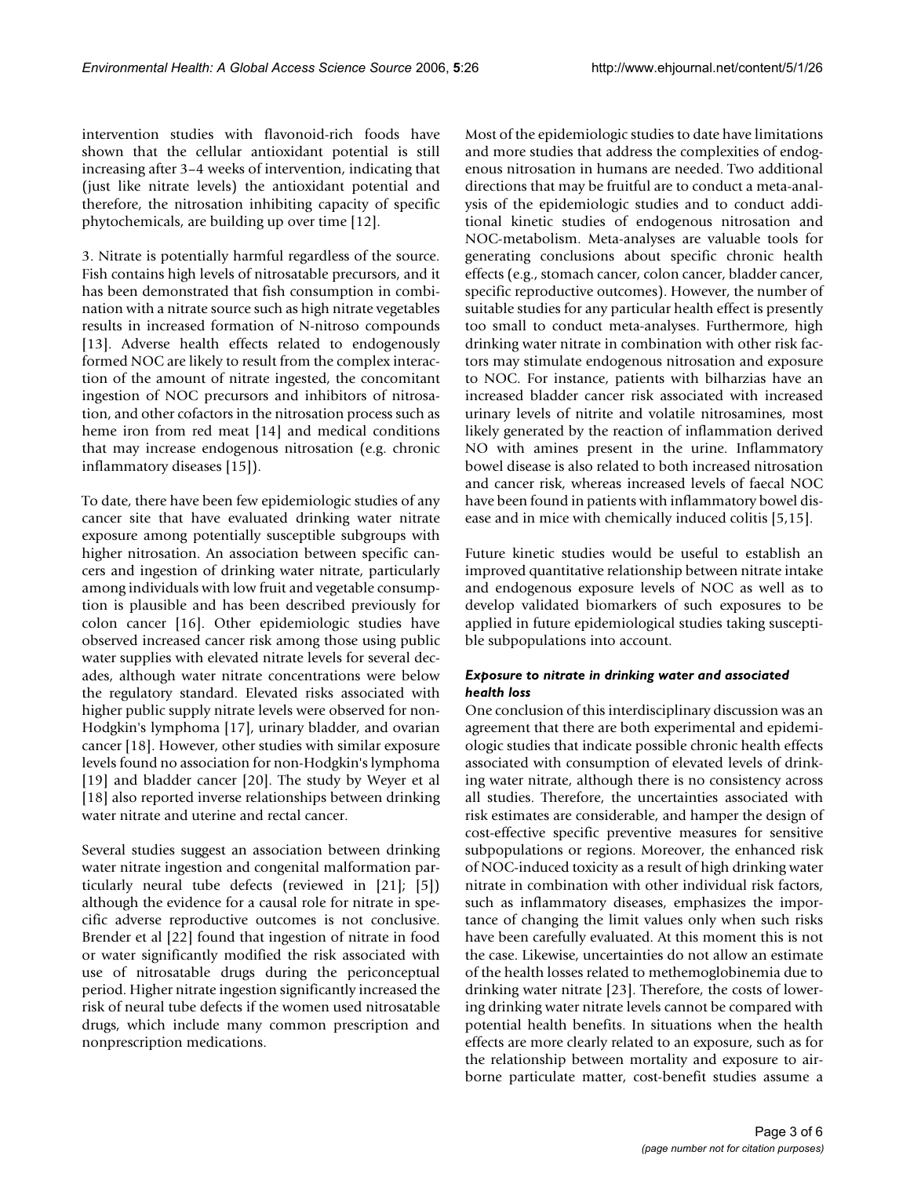intervention studies with flavonoid-rich foods have shown that the cellular antioxidant potential is still increasing after 3–4 weeks of intervention, indicating that (just like nitrate levels) the antioxidant potential and therefore, the nitrosation inhibiting capacity of specific phytochemicals, are building up over time [12].

3. Nitrate is potentially harmful regardless of the source. Fish contains high levels of nitrosatable precursors, and it has been demonstrated that fish consumption in combination with a nitrate source such as high nitrate vegetables results in increased formation of N-nitroso compounds [13]. Adverse health effects related to endogenously formed NOC are likely to result from the complex interaction of the amount of nitrate ingested, the concomitant ingestion of NOC precursors and inhibitors of nitrosation, and other cofactors in the nitrosation process such as heme iron from red meat [14] and medical conditions that may increase endogenous nitrosation (e.g. chronic inflammatory diseases [15]).

To date, there have been few epidemiologic studies of any cancer site that have evaluated drinking water nitrate exposure among potentially susceptible subgroups with higher nitrosation. An association between specific cancers and ingestion of drinking water nitrate, particularly among individuals with low fruit and vegetable consumption is plausible and has been described previously for colon cancer [16]. Other epidemiologic studies have observed increased cancer risk among those using public water supplies with elevated nitrate levels for several decades, although water nitrate concentrations were below the regulatory standard. Elevated risks associated with higher public supply nitrate levels were observed for non-Hodgkin's lymphoma [17], urinary bladder, and ovarian cancer [18]. However, other studies with similar exposure levels found no association for non-Hodgkin's lymphoma [19] and bladder cancer [20]. The study by Weyer et al [18] also reported inverse relationships between drinking water nitrate and uterine and rectal cancer.

Several studies suggest an association between drinking water nitrate ingestion and congenital malformation particularly neural tube defects (reviewed in [21]; [5]) although the evidence for a causal role for nitrate in specific adverse reproductive outcomes is not conclusive. Brender et al [22] found that ingestion of nitrate in food or water significantly modified the risk associated with use of nitrosatable drugs during the periconceptual period. Higher nitrate ingestion significantly increased the risk of neural tube defects if the women used nitrosatable drugs, which include many common prescription and nonprescription medications.

Most of the epidemiologic studies to date have limitations and more studies that address the complexities of endogenous nitrosation in humans are needed. Two additional directions that may be fruitful are to conduct a meta-analysis of the epidemiologic studies and to conduct additional kinetic studies of endogenous nitrosation and NOC-metabolism. Meta-analyses are valuable tools for generating conclusions about specific chronic health effects (e.g., stomach cancer, colon cancer, bladder cancer, specific reproductive outcomes). However, the number of suitable studies for any particular health effect is presently too small to conduct meta-analyses. Furthermore, high drinking water nitrate in combination with other risk factors may stimulate endogenous nitrosation and exposure to NOC. For instance, patients with bilharzias have an increased bladder cancer risk associated with increased urinary levels of nitrite and volatile nitrosamines, most likely generated by the reaction of inflammation derived NO with amines present in the urine. Inflammatory bowel disease is also related to both increased nitrosation and cancer risk, whereas increased levels of faecal NOC have been found in patients with inflammatory bowel disease and in mice with chemically induced colitis [5,15].

Future kinetic studies would be useful to establish an improved quantitative relationship between nitrate intake and endogenous exposure levels of NOC as well as to develop validated biomarkers of such exposures to be applied in future epidemiological studies taking susceptible subpopulations into account.

### *Exposure to nitrate in drinking water and associated health loss*

One conclusion of this interdisciplinary discussion was an agreement that there are both experimental and epidemiologic studies that indicate possible chronic health effects associated with consumption of elevated levels of drinking water nitrate, although there is no consistency across all studies. Therefore, the uncertainties associated with risk estimates are considerable, and hamper the design of cost-effective specific preventive measures for sensitive subpopulations or regions. Moreover, the enhanced risk of NOC-induced toxicity as a result of high drinking water nitrate in combination with other individual risk factors, such as inflammatory diseases, emphasizes the importance of changing the limit values only when such risks have been carefully evaluated. At this moment this is not the case. Likewise, uncertainties do not allow an estimate of the health losses related to methemoglobinemia due to drinking water nitrate [23]. Therefore, the costs of lowering drinking water nitrate levels cannot be compared with potential health benefits. In situations when the health effects are more clearly related to an exposure, such as for the relationship between mortality and exposure to airborne particulate matter, cost-benefit studies assume a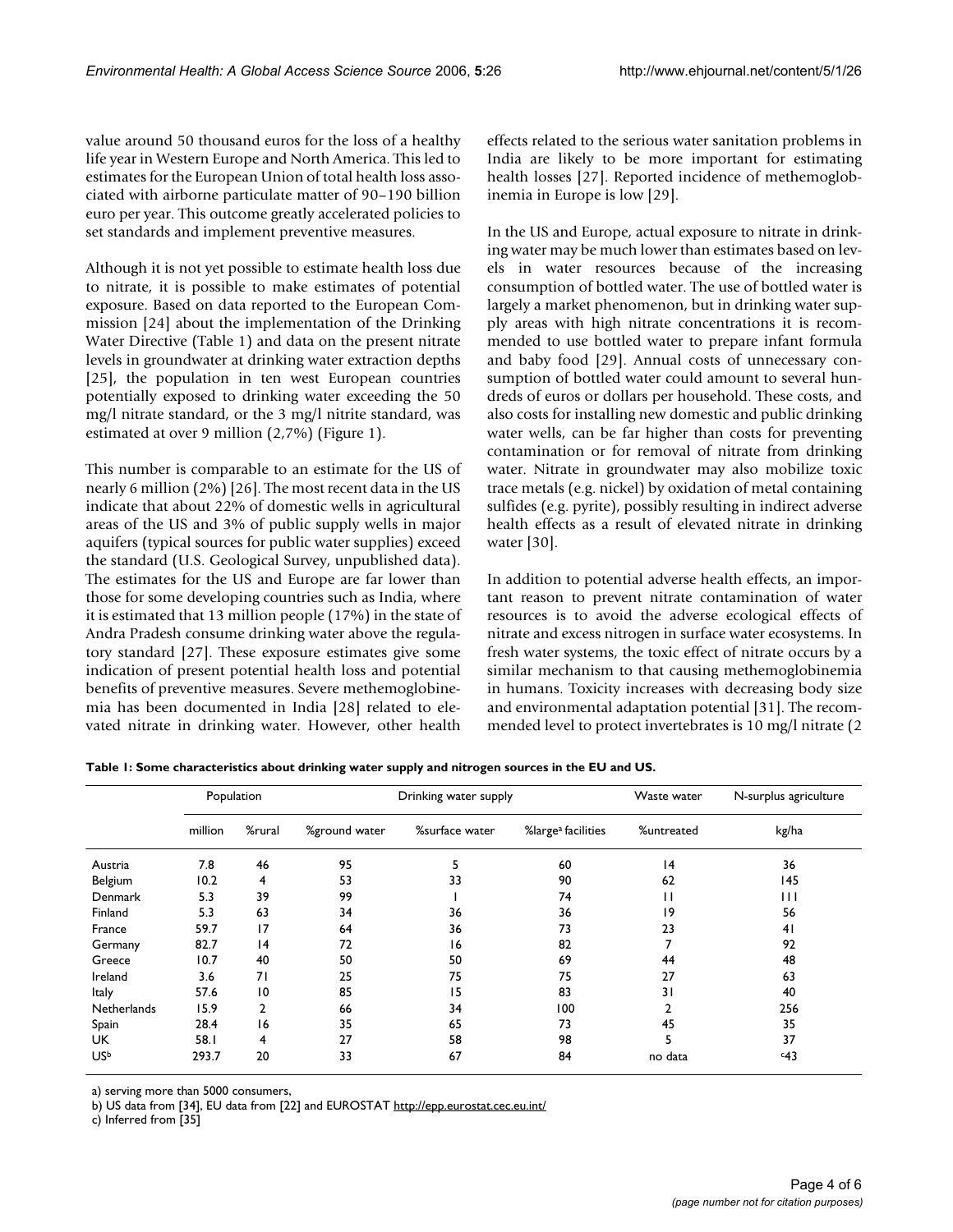value around 50 thousand euros for the loss of a healthy life year in Western Europe and North America. This led to estimates for the European Union of total health loss associated with airborne particulate matter of 90–190 billion euro per year. This outcome greatly accelerated policies to set standards and implement preventive measures.

Although it is not yet possible to estimate health loss due to nitrate, it is possible to make estimates of potential exposure. Based on data reported to the European Commission [24] about the implementation of the Drinking Water Directive (Table 1) and data on the present nitrate levels in groundwater at drinking water extraction depths [25], the population in ten west European countries potentially exposed to drinking water exceeding the 50 mg/l nitrate standard, or the 3 mg/l nitrite standard, was estimated at over 9 million (2,7%) (Figure 1).

This number is comparable to an estimate for the US of nearly 6 million (2%) [26]. The most recent data in the US indicate that about 22% of domestic wells in agricultural areas of the US and 3% of public supply wells in major aquifers (typical sources for public water supplies) exceed the standard (U.S. Geological Survey, unpublished data). The estimates for the US and Europe are far lower than those for some developing countries such as India, where it is estimated that 13 million people (17%) in the state of Andra Pradesh consume drinking water above the regulatory standard [27]. These exposure estimates give some indication of present potential health loss and potential benefits of preventive measures. Severe methemoglobinemia has been documented in India [28] related to elevated nitrate in drinking water. However, other health effects related to the serious water sanitation problems in India are likely to be more important for estimating health losses [27]. Reported incidence of methemoglobinemia in Europe is low [29].

In the US and Europe, actual exposure to nitrate in drinking water may be much lower than estimates based on levels in water resources because of the increasing consumption of bottled water. The use of bottled water is largely a market phenomenon, but in drinking water supply areas with high nitrate concentrations it is recommended to use bottled water to prepare infant formula and baby food [29]. Annual costs of unnecessary consumption of bottled water could amount to several hundreds of euros or dollars per household. These costs, and also costs for installing new domestic and public drinking water wells, can be far higher than costs for preventing contamination or for removal of nitrate from drinking water. Nitrate in groundwater may also mobilize toxic trace metals (e.g. nickel) by oxidation of metal containing sulfides (e.g. pyrite), possibly resulting in indirect adverse health effects as a result of elevated nitrate in drinking water [30].

In addition to potential adverse health effects, an important reason to prevent nitrate contamination of water resources is to avoid the adverse ecological effects of nitrate and excess nitrogen in surface water ecosystems. In fresh water systems, the toxic effect of nitrate occurs by a similar mechanism to that causing methemoglobinemia in humans. Toxicity increases with decreasing body size and environmental adaptation potential [31]. The recommended level to protect invertebrates is 10 mg/l nitrate (2

**Table 1: Some characteristics about drinking water supply and nitrogen sources in the EU and US.**

| | Population | | Drinking water supply | | | Waste water | N-surplus agriculture |
|---|---|---|---|---|---|---|---|
| | million | %rural | %ground water | %surface water | %large[a] facilities | %untreated | kg/ha |
| Austria | 7.8 | 46 | 95 | 5 | 60 | 14 | 36 |
| Belgium | 10.2 | 4 | 53 | 33 | 90 | 62 | 145 |
| Denmark | 5.3 | 39 | 99 | 1 | 74 | 11 | 111 |
| Finland | 5.3 | 63 | 34 | 36 | 36 | 19 | 56 |
| France | 59.7 | 17 | 64 | 36 | 73 | 23 | 41 |
| Germany | 82.7 | 14 | 72 | 16 | 82 | 7 | 92 |
| Greece | 10.7 | 40 | 50 | 50 | 69 | 44 | 48 |
| Ireland | 3.6 | 71 | 25 | 75 | 75 | 27 | 63 |
| Italy | 57.6 | 10 | 85 | 15 | 83 | 31 | 40 |
| Netherlands | 15.9 | 2 | 66 | 34 | 100 | 2 | 256 |
| Spain | 28.4 | 16 | 35 | 65 | 73 | 45 | 35 |
| UK | 58.1 | 4 | 27 | 58 | 98 | 5 | 37 |
| US[b] | 293.7 | 20 | 33 | 67 | 84 | no data | [c]43 |

a) serving more than 5000 consumers,
b) US data from [34], EU data from [22] and EUROSTAT http://epp.eurostat.cec.eu.int/
c) Inferred from [35]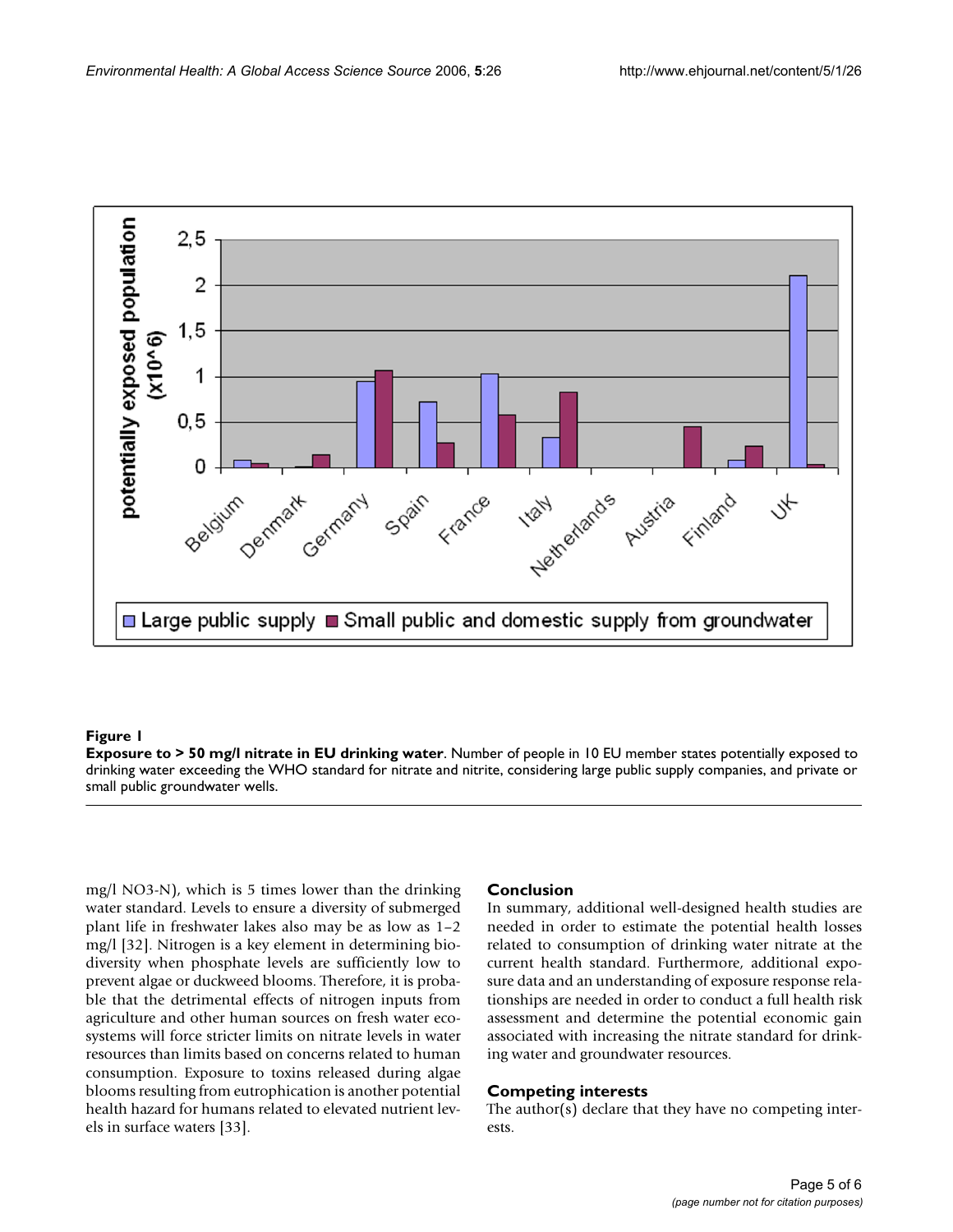**Figure 1**

**Exposure to > 50 mg/l nitrate in EU drinking water**. Number of people in 10 EU member states potentially exposed to drinking water exceeding the WHO standard for nitrate and nitrite, considering large public supply companies, and private or small public groundwater wells.

mg/l $NO_3$-N), which is 5 times lower than the drinking water standard. Levels to ensure a diversity of submerged plant life in freshwater lakes also may be as low as 1–2 mg/l [32]. Nitrogen is a key element in determining biodiversity when phosphate levels are sufficiently low to prevent algae or duckweed blooms. Therefore, it is probable that the detrimental effects of nitrogen inputs from agriculture and other human sources on fresh water ecosystems will force stricter limits on nitrate levels in water resources than limits based on concerns related to human consumption. Exposure to toxins released during algae blooms resulting from eutrophication is another potential health hazard for humans related to elevated nutrient levels in surface waters [33].

## Conclusion

In summary, additional well-designed health studies are needed in order to estimate the potential health losses related to consumption of drinking water nitrate at the current health standard. Furthermore, additional exposure data and an understanding of exposure response relationships are needed in order to conduct a full health risk assessment and determine the potential economic gain associated with increasing the nitrate standard for drinking water and groundwater resources.

## Competing interests

The author(s) declare that they have no competing interests.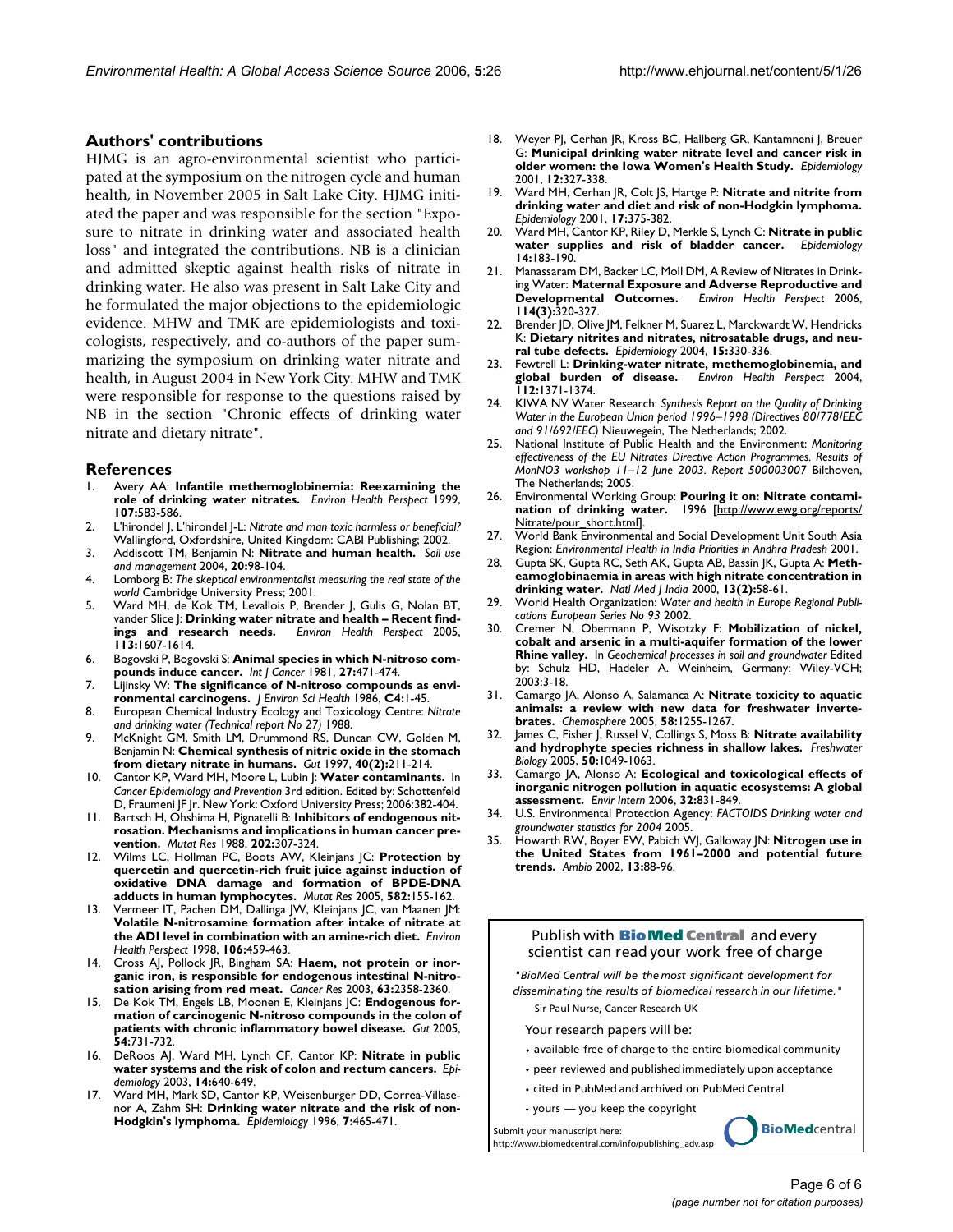## Authors' contributions

HJMG is an agro-environmental scientist who participated at the symposium on the nitrogen cycle and human health, in November 2005 in Salt Lake City. HJMG initiated the paper and was responsible for the section "Exposure to nitrate in drinking water and associated health loss" and integrated the contributions. NB is a clinician and admitted skeptic against health risks of nitrate in drinking water. He also was present in Salt Lake City and he formulated the major objections to the epidemiologic evidence. MHW and TMK are epidemiologists and toxicologists, respectively, and co-authors of the paper summarizing the symposium on drinking water nitrate and health, in August 2004 in New York City. MHW and TMK were responsible for response to the questions raised by NB in the section "Chronic effects of drinking water nitrate and dietary nitrate".

## References

1. Avery AA: **Infantile methemoglobinemia: Reexamining the role of drinking water nitrates.** *Environ Health Perspect* 1999, **107:**583-586.
2. L'hirondel J, L'hirondel J-L: *Nitrate and man toxic harmless or beneficial?* Wallingford, Oxfordshire, United Kingdom: CABI Publishing; 2002.
3. Addiscott TM, Benjamin N: **Nitrate and human health.** *Soil use and management* 2004, **20:**98-104.
4. Lomborg B: *The skeptical environmentalist measuring the real state of the world* Cambridge University Press; 2001.
5. Ward MH, de Kok TM, Levallois P, Brender J, Gulis G, Nolan BT, vander Slice J: **Drinking water nitrate and health – Recent findings and research needs.** *Environ Health Perspect* 2005, **113:**1607-1614.
6. Bogovski P, Bogovski S: **Animal species in which N-nitroso compounds induce cancer.** *Int J Cancer* 1981, **27:**471-474.
7. Lijinsky W: **The significance of N-nitroso compounds as environmental carcinogens.** *J Environ Sci Health* 1986, **C4:**1-45.
8. European Chemical Industry Ecology and Toxicology Centre: *Nitrate and drinking water (Technical report No 27)* 1988.
9. McKnight GM, Smith LM, Drummond RS, Duncan CW, Golden M, Benjamin N: **Chemical synthesis of nitric oxide in the stomach from dietary nitrate in humans.** *Gut* 1997, **40(2):**211-214.
10. Cantor KP, Ward MH, Moore L, Lubin J: **Water contaminants.** In *Cancer Epidemiology and Prevention* 3rd edition. Edited by: Schottenfeld D, Fraumeni JF Jr. New York: Oxford University Press; 2006:382-404.
11. Bartsch H, Ohshima H, Pignatelli B: **Inhibitors of endogenous nitrosation. Mechanisms and implications in human cancer prevention.** *Mutat Res* 1988, **202:**307-324.
12. Wilms LC, Hollman PC, Boots AW, Kleinjans JC: **Protection by quercetin and quercetin-rich fruit juice against induction of oxidative DNA damage and formation of BPDE-DNA adducts in human lymphocytes.** *Mutat Res* 2005, **582:**155-162.
13. Vermeer IT, Pachen DM, Dallinga JW, Kleinjans JC, van Maanen JM: **Volatile N-nitrosamine formation after intake of nitrate at the ADI level in combination with an amine-rich diet.** *Environ Health Perspect* 1998, **106:**459-463.
14. Cross AJ, Pollock JR, Bingham SA: **Haem, not protein or inorganic iron, is responsible for endogenous intestinal N-nitrosation arising from red meat.** *Cancer Res* 2003, **63:**2358-2360.
15. De Kok TM, Engels LB, Moonen E, Kleinjans JC: **Endogenous formation of carcinogenic N-nitroso compounds in the colon of patients with chronic inflammatory bowel disease.** *Gut* 2005, **54:**731-732.
16. DeRoos AJ, Ward MH, Lynch CF, Cantor KP: **Nitrate in public water systems and the risk of colon and rectum cancers.** *Epidemiology* 2003, **14:**640-649.
17. Ward MH, Mark SD, Cantor KP, Weisenburger DD, Correa-Villasenor A, Zahm SH: **Drinking water nitrate and the risk of non-Hodgkin's lymphoma.** *Epidemiology* 1996, **7:**465-471.
18. Weyer PJ, Cerhan JR, Kross BC, Hallberg GR, Kantamneni J, Breuer G: **Municipal drinking water nitrate level and cancer risk in older women: the Iowa Women's Health Study.** *Epidemiology* 2001, **12:**327-338.
19. Ward MH, Cerhan JR, Colt JS, Hartge P: **Nitrate and nitrite from drinking water and diet and risk of non-Hodgkin lymphoma.** *Epidemiology* 2001, **17:**375-382.
20. Ward MH, Cantor KP, Riley D, Merkle S, Lynch C: **Nitrate in public water supplies and risk of bladder cancer.** *Epidemiology* **14:**183-190.
21. Manassaram DM, Backer LC, Moll DM, A Review of Nitrates in Drinking Water: **Maternal Exposure and Adverse Reproductive and Developmental Outcomes.** *Environ Health Perspect* 2006, **114(3):**320-327.
22. Brender JD, Olive JM, Felkner M, Suarez L, Marckwardt W, Hendricks K: **Dietary nitrites and nitrates, nitrosatable drugs, and neural tube defects.** *Epidemiology* 2004, **15:**330-336.
23. Fewtrell L: **Drinking-water nitrate, methemoglobinemia, and global burden of disease.** *Environ Health Perspect* 2004, **112:**1371-1374.
24. KIWA NV Water Research: *Synthesis Report on the Quality of Drinking Water in the European Union period 1996–1998 (Directives 80/778/EEC and 91/692/EEC)* Nieuwegein, The Netherlands; 2002.
25. National Institute of Public Health and the Environment: *Monitoring effectiveness of the EU Nitrates Directive Action Programmes. Results of MonNO3 workshop 11–12 June 2003. Report 500003007* Bilthoven, The Netherlands; 2005.
26. Environmental Working Group: **Pouring it on: Nitrate contamination of drinking water.** 1996 [http://www.ewg.org/reports/Nitrate/pour_short.html].
27. World Bank Environmental and Social Development Unit South Asia Region: *Environmental Health in India Priorities in Andhra Pradesh* 2001.
28. Gupta SK, Gupta RC, Seth AK, Gupta AB, Bassin JK, Gupta A: **Metheamoglobinaemia in areas with high nitrate concentration in drinking water.** *Natl Med J India* 2000, **13(2):**58-61.
29. World Health Organization: *Water and health in Europe Regional Publications European Series No 93* 2002.
30. Cremer N, Obermann P, Wisotzky F: **Mobilization of nickel, cobalt and arsenic in a multi-aquifer formation of the lower Rhine valley.** In *Geochemical processes in soil and groundwater* Edited by: Schulz HD, Hadeler A. Weinheim, Germany: Wiley-VCH; 2003:3-18.
31. Camargo JA, Alonso A, Salamanca A: **Nitrate toxicity to aquatic animals: a review with new data for freshwater invertebrates.** *Chemosphere* 2005, **58:**1255-1267.
32. James C, Fisher J, Russel V, Collings S, Moss B: **Nitrate availability and hydrophyte species richness in shallow lakes.** *Freshwater Biology* 2005, **50:**1049-1063.
33. Camargo JA, Alonso A: **Ecological and toxicological effects of inorganic nitrogen pollution in aquatic ecosystems: A global assessment.** *Envir Intern* 2006, **32:**831-849.
34. U.S. Environmental Protection Agency: *FACTOIDS Drinking water and groundwater statistics for 2004* 2005.
35. Howarth RW, Boyer EW, Pabich WJ, Galloway JN: **Nitrogen use in the United States from 1961–2000 and potential future trends.** *Ambio* 2002, **13:**88-96.

Publish with **BioMed Central** and every scientist can read your work free of charge

*"BioMed Central will be the most significant development for disseminating the results of biomedical research in our lifetime."*

Sir Paul Nurse, Cancer Research UK

Your research papers will be:

- available free of charge to the entire biomedical community
- peer reviewed and published immediately upon acceptance
- cited in PubMed and archived on PubMed Central
- yours — you keep the copyright

Submit your manuscript here:
http://www.biomedcentral.com/info/publishing_adv.asp

BioMedcentral